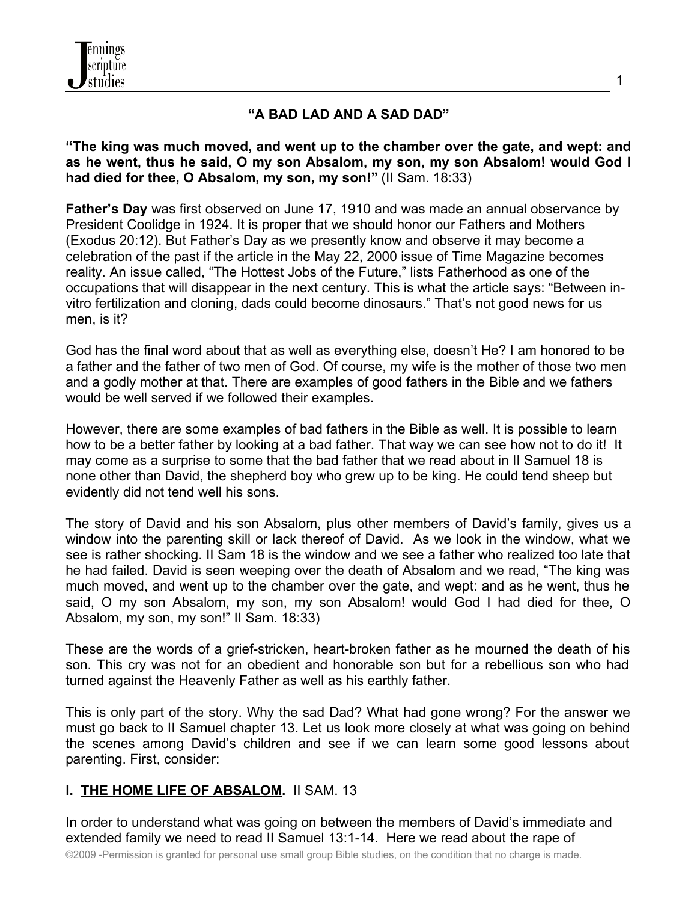# "A BAD LAD AND A SAD DAD"

**"The king was much moved, and went up to the chamber over the gate, and wept: and as he went, thus he said, O my son Absalom, my son, my son Absalom! would God I had died for thee, O Absalom, my son, my son!"** (II Sam. 18:33)

**Father's Day** was first observed on June 17, 1910 and was made an annual observance by President Coolidge in 1924. It is proper that we should honor our Fathers and Mothers (Exodus 20:12). But Father's Day as we presently know and observe it may become a celebration of the past if the article in the May 22, 2000 issue of Time Magazine becomes reality. An issue called, "The Hottest Jobs of the Future," lists Fatherhood as one of the occupations that will disappear in the next century. This is what the article says: "Between in-vitro fertilization and cloning, dads could become dinosaurs." That's not good news for us men, is it?

God has the final word about that as well as everything else, doesn't He? I am honored to be a father and the father of two men of God. Of course, my wife is the mother of those two men and a godly mother at that. There are examples of good fathers in the Bible and we fathers would be well served if we followed their examples.

However, there are some examples of bad fathers in the Bible as well. It is possible to learn how to be a better father by looking at a bad father. That way we can see how not to do it! It may come as a surprise to some that the bad father that we read about in II Samuel 18 is none other than David, the shepherd boy who grew up to be king. He could tend sheep but evidently did not tend well his sons.

The story of David and his son Absalom, plus other members of David's family, gives us a window into the parenting skill or lack thereof of David. As we look in the window, what we see is rather shocking. II Sam 18 is the window and we see a father who realized too late that he had failed. David is seen weeping over the death of Absalom and we read, "The king was much moved, and went up to the chamber over the gate, and wept: and as he went, thus he said, O my son Absalom, my son, my son Absalom! would God I had died for thee, O Absalom, my son, my son!" II Sam. 18:33)

These are the words of a grief-stricken, heart-broken father as he mourned the death of his son. This cry was not for an obedient and honorable son but for a rebellious son who had turned against the Heavenly Father as well as his earthly father.

This is only part of the story. Why the sad Dad? What had gone wrong? For the answer we must go back to II Samuel chapter 13. Let us look more closely at what was going on behind the scenes among David's children and see if we can learn some good lessons about parenting. First, consider:

## I. <u>THE HOME LIFE OF ABSALOM</u>. II SAM. 13

In order to understand what was going on between the members of David's immediate and extended family we need to read II Samuel 13:1-14. Here we read about the rape of

©2009 -Permission is granted for personal use small group Bible studies, on the condition that no charge is made.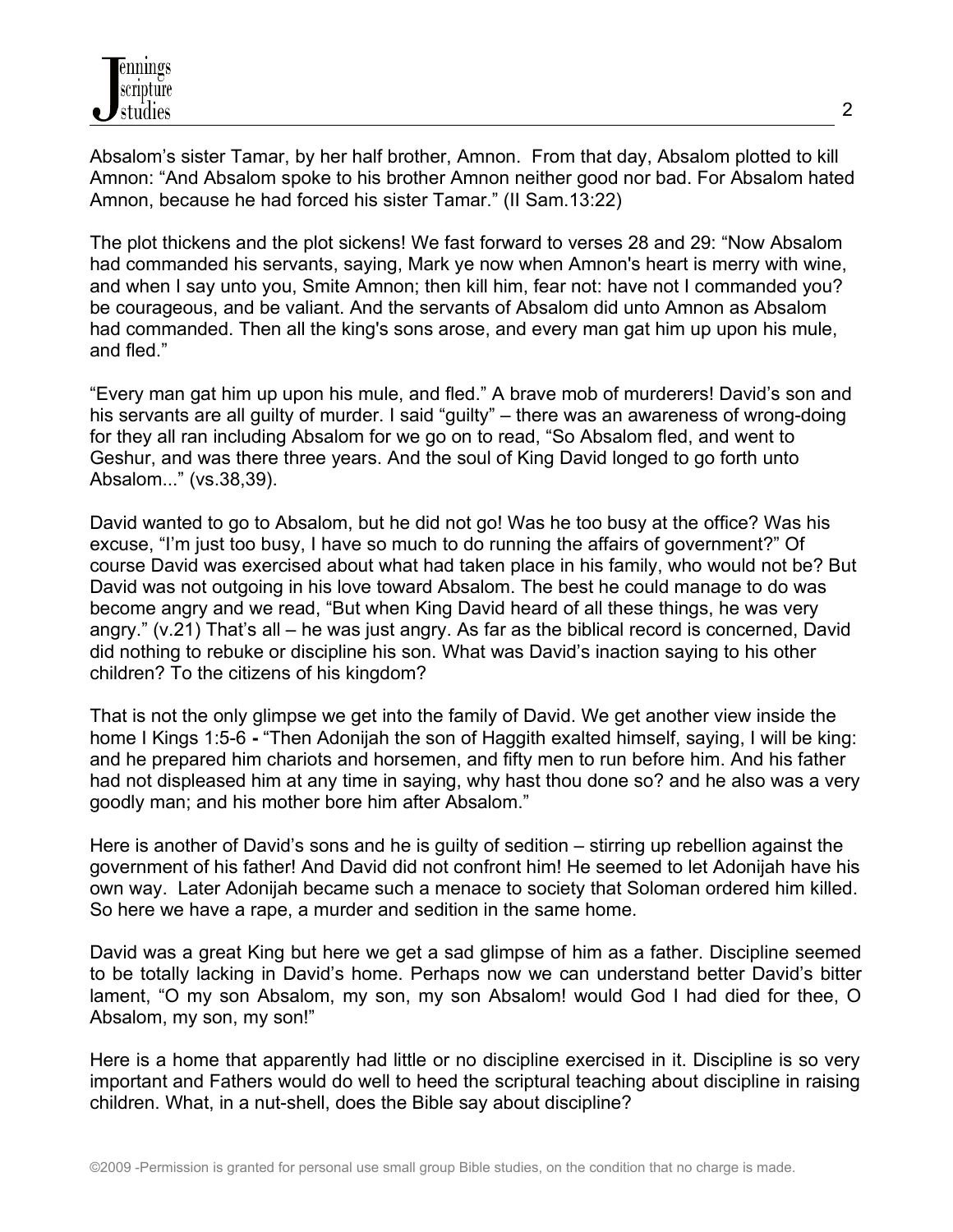Absalom's sister Tamar, by her half brother, Amnon. From that day, Absalom plotted to kill Amnon: "And Absalom spoke to his brother Amnon neither good nor bad. For Absalom hated Amnon, because he had forced his sister Tamar." (II Sam.13:22)

The plot thickens and the plot sickens! We fast forward to verses 28 and 29: "Now Absalom had commanded his servants, saying, Mark ye now when Amnon's heart is merry with wine, and when I say unto you, Smite Amnon; then kill him, fear not: have not I commanded you? be courageous, and be valiant. And the servants of Absalom did unto Amnon as Absalom had commanded. Then all the king's sons arose, and every man gat him up upon his mule, and fled."

"Every man gat him up upon his mule, and fled." A brave mob of murderers! David's son and his servants are all guilty of murder. I said "guilty" – there was an awareness of wrong-doing for they all ran including Absalom for we go on to read, "So Absalom fled, and went to Geshur, and was there three years. And the soul of King David longed to go forth unto Absalom..." (vs.38,39).

David wanted to go to Absalom, but he did not go! Was he too busy at the office? Was his excuse, "I'm just too busy, I have so much to do running the affairs of government?" Of course David was exercised about what had taken place in his family, who would not be? But David was not outgoing in his love toward Absalom. The best he could manage to do was become angry and we read, "But when King David heard of all these things, he was very angry." (v.21) That's all – he was just angry. As far as the biblical record is concerned, David did nothing to rebuke or discipline his son. What was David's inaction saying to his other children? To the citizens of his kingdom?

That is not the only glimpse we get into the family of David. We get another view inside the home I Kings 1:5-6 **-** "Then Adonijah the son of Haggith exalted himself, saying, I will be king: and he prepared him chariots and horsemen, and fifty men to run before him. And his father had not displeased him at any time in saying, why hast thou done so? and he also was a very goodly man; and his mother bore him after Absalom."

Here is another of David's sons and he is guilty of sedition – stirring up rebellion against the government of his father! And David did not confront him! He seemed to let Adonijah have his own way. Later Adonijah became such a menace to society that Soloman ordered him killed. So here we have a rape, a murder and sedition in the same home.

David was a great King but here we get a sad glimpse of him as a father. Discipline seemed to be totally lacking in David's home. Perhaps now we can understand better David's bitter lament, "O my son Absalom, my son, my son Absalom! would God I had died for thee, O Absalom, my son, my son!"

Here is a home that apparently had little or no discipline exercised in it. Discipline is so very important and Fathers would do well to heed the scriptural teaching about discipline in raising children. What, in a nut-shell, does the Bible say about discipline?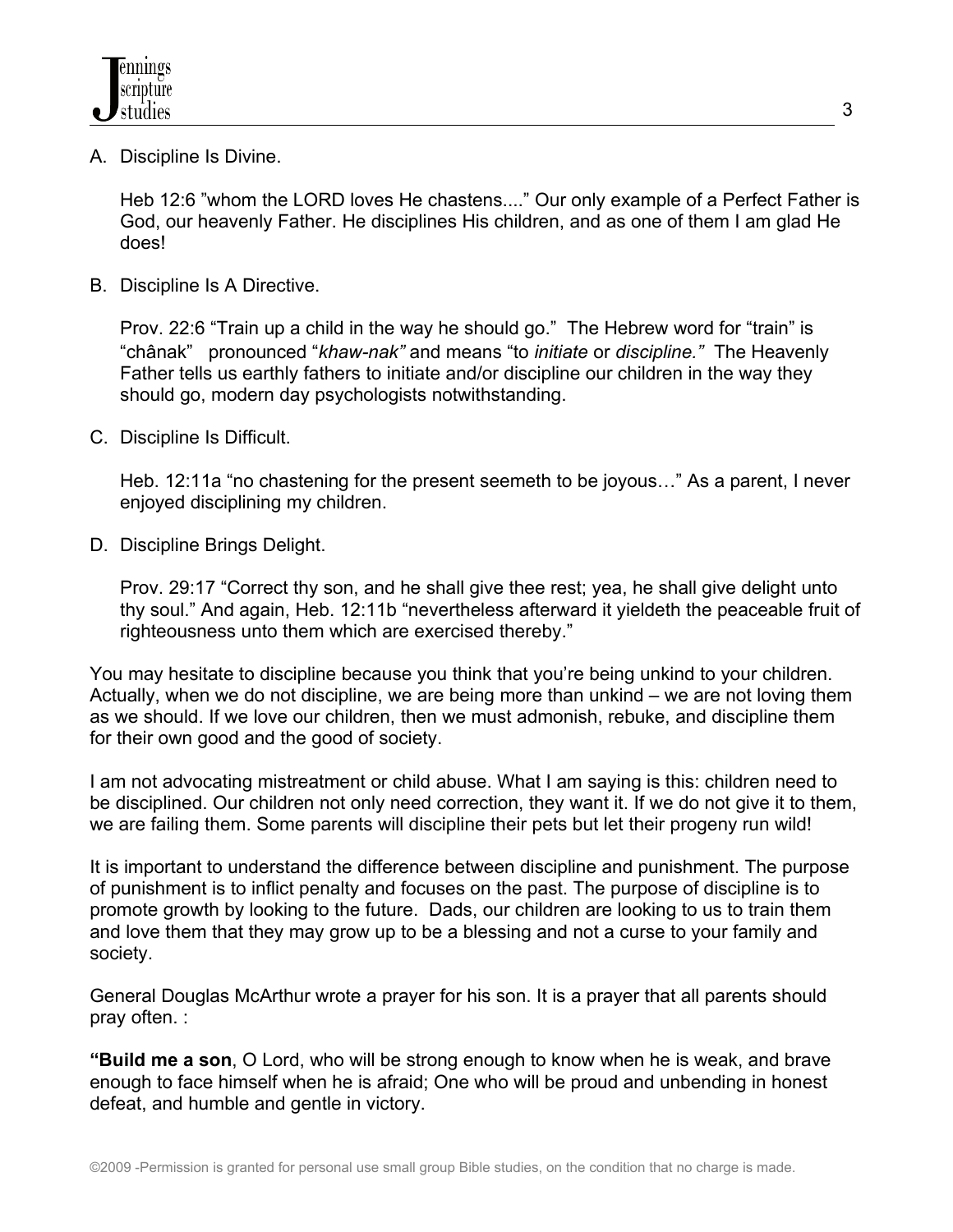A. Discipline Is Divine.

   Heb 12:6 "whom the LORD loves He chastens...." Our only example of a Perfect Father is God, our heavenly Father. He disciplines His children, and as one of them I am glad He does!

B. Discipline Is A Directive.

   Prov. 22:6 "Train up a child in the way he should go." The Hebrew word for "train" is "chânak" pronounced "*khaw-nak"* and means "to *initiate* or *discipline."* The Heavenly Father tells us earthly fathers to initiate and/or discipline our children in the way they should go, modern day psychologists notwithstanding.

C. Discipline Is Difficult.

   Heb. 12:11a "no chastening for the present seemeth to be joyous…" As a parent, I never enjoyed disciplining my children.

D. Discipline Brings Delight.

   Prov. 29:17 "Correct thy son, and he shall give thee rest; yea, he shall give delight unto thy soul." And again, Heb. 12:11b "nevertheless afterward it yieldeth the peaceable fruit of righteousness unto them which are exercised thereby."

You may hesitate to discipline because you think that you're being unkind to your children. Actually, when we do not discipline, we are being more than unkind – we are not loving them as we should. If we love our children, then we must admonish, rebuke, and discipline them for their own good and the good of society.

I am not advocating mistreatment or child abuse. What I am saying is this: children need to be disciplined. Our children not only need correction, they want it. If we do not give it to them, we are failing them. Some parents will discipline their pets but let their progeny run wild!

It is important to understand the difference between discipline and punishment. The purpose of punishment is to inflict penalty and focuses on the past. The purpose of discipline is to promote growth by looking to the future. Dads, our children are looking to us to train them and love them that they may grow up to be a blessing and not a curse to your family and society.

General Douglas McArthur wrote a prayer for his son. It is a prayer that all parents should pray often. :

**"Build me a son**, O Lord, who will be strong enough to know when he is weak, and brave enough to face himself when he is afraid; One who will be proud and unbending in honest defeat, and humble and gentle in victory.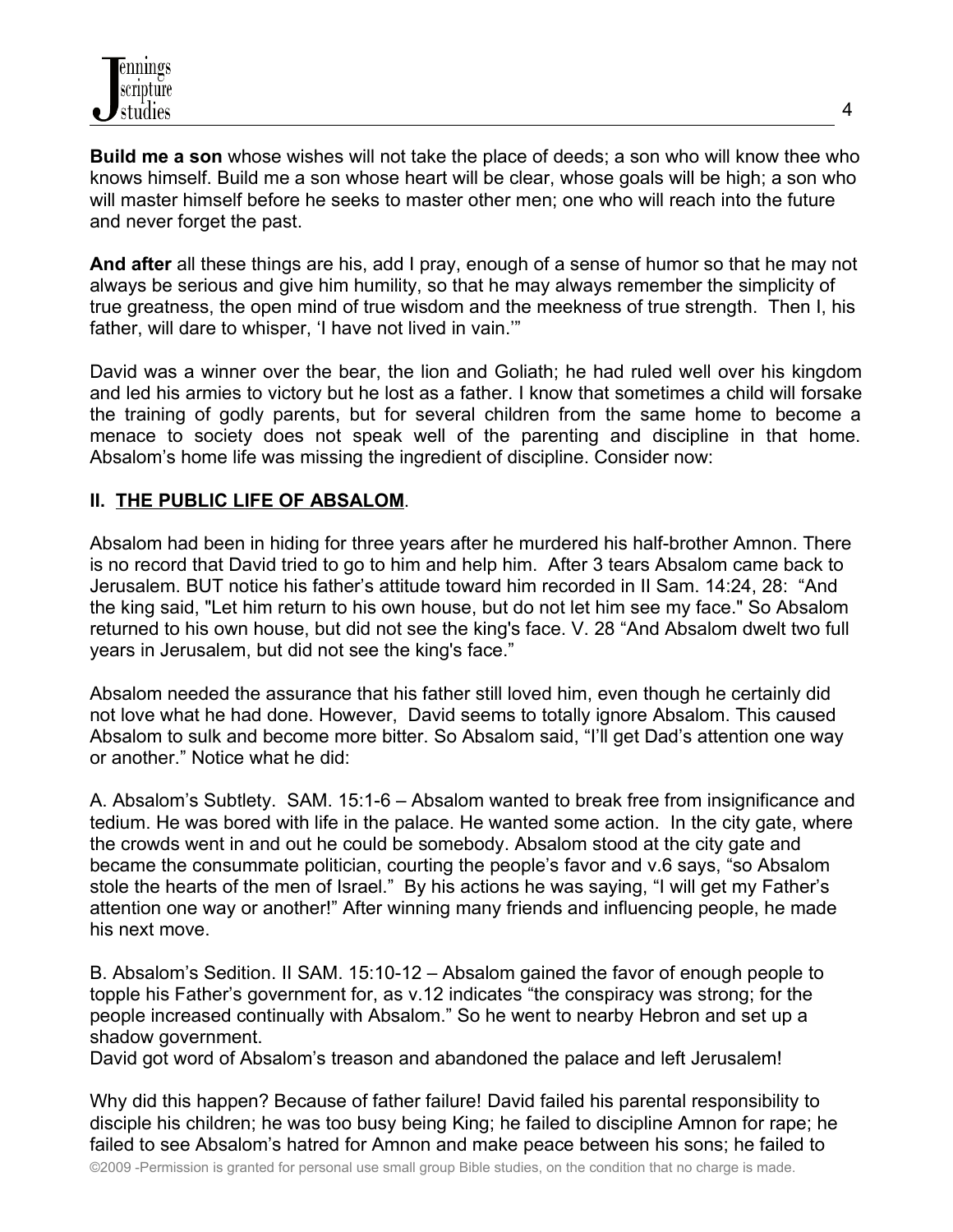**Build me a son** whose wishes will not take the place of deeds; a son who will know thee who knows himself. Build me a son whose heart will be clear, whose goals will be high; a son who will master himself before he seeks to master other men; one who will reach into the future and never forget the past.

**And after** all these things are his, add I pray, enough of a sense of humor so that he may not always be serious and give him humility, so that he may always remember the simplicity of true greatness, the open mind of true wisdom and the meekness of true strength. Then I, his father, will dare to whisper, 'I have not lived in vain.'"

David was a winner over the bear, the lion and Goliath; he had ruled well over his kingdom and led his armies to victory but he lost as a father. I know that sometimes a child will forsake the training of godly parents, but for several children from the same home to become a menace to society does not speak well of the parenting and discipline in that home. Absalom's home life was missing the ingredient of discipline. Consider now:

## II. <u>THE PUBLIC LIFE OF ABSALOM</u>.

Absalom had been in hiding for three years after he murdered his half-brother Amnon. There is no record that David tried to go to him and help him. After 3 tears Absalom came back to Jerusalem. BUT notice his father's attitude toward him recorded in II Sam. 14:24, 28: "And the king said, "Let him return to his own house, but do not let him see my face." So Absalom returned to his own house, but did not see the king's face. V. 28 "And Absalom dwelt two full years in Jerusalem, but did not see the king's face."

Absalom needed the assurance that his father still loved him, even though he certainly did not love what he had done. However, David seems to totally ignore Absalom. This caused Absalom to sulk and become more bitter. So Absalom said, "I'll get Dad's attention one way or another." Notice what he did:

A. Absalom's Subtlety. SAM. 15:1-6 – Absalom wanted to break free from insignificance and tedium. He was bored with life in the palace. He wanted some action. In the city gate, where the crowds went in and out he could be somebody. Absalom stood at the city gate and became the consummate politician, courting the people's favor and v.6 says, "so Absalom stole the hearts of the men of Israel." By his actions he was saying, "I will get my Father's attention one way or another!" After winning many friends and influencing people, he made his next move.

B. Absalom's Sedition. II SAM. 15:10-12 – Absalom gained the favor of enough people to topple his Father's government for, as v.12 indicates "the conspiracy was strong; for the people increased continually with Absalom." So he went to nearby Hebron and set up a shadow government.
David got word of Absalom's treason and abandoned the palace and left Jerusalem!

Why did this happen? Because of father failure! David failed his parental responsibility to disciple his children; he was too busy being King; he failed to discipline Amnon for rape; he failed to see Absalom's hatred for Amnon and make peace between his sons; he failed to

©2009 -Permission is granted for personal use small group Bible studies, on the condition that no charge is made.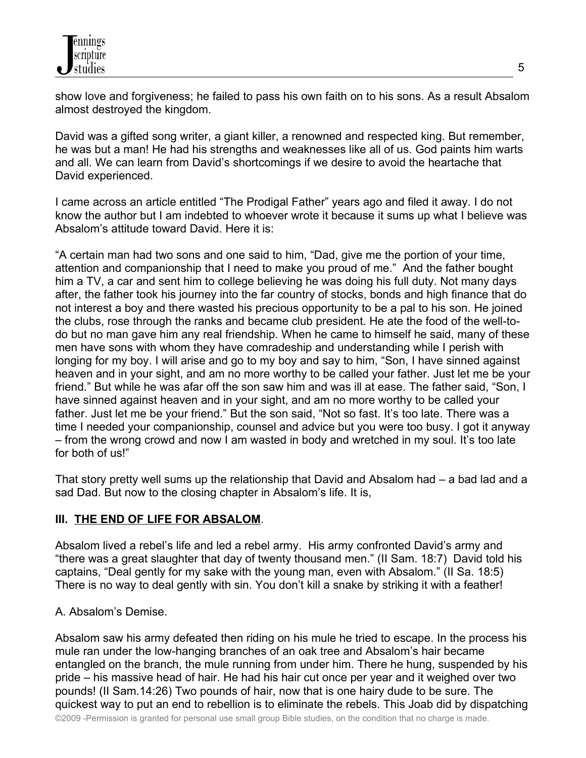show love and forgiveness; he failed to pass his own faith on to his sons. As a result Absalom almost destroyed the kingdom.

David was a gifted song writer, a giant killer, a renowned and respected king. But remember, he was but a man! He had his strengths and weaknesses like all of us. God paints him warts and all. We can learn from David's shortcomings if we desire to avoid the heartache that David experienced.

I came across an article entitled "The Prodigal Father" years ago and filed it away. I do not know the author but I am indebted to whoever wrote it because it sums up what I believe was Absalom's attitude toward David. Here it is:

"A certain man had two sons and one said to him, "Dad, give me the portion of your time, attention and companionship that I need to make you proud of me." And the father bought him a TV, a car and sent him to college believing he was doing his full duty. Not many days after, the father took his journey into the far country of stocks, bonds and high finance that do not interest a boy and there wasted his precious opportunity to be a pal to his son. He joined the clubs, rose through the ranks and became club president. He ate the food of the well-to-do but no man gave him any real friendship. When he came to himself he said, many of these men have sons with whom they have comradeship and understanding while I perish with longing for my boy. I will arise and go to my boy and say to him, "Son, I have sinned against heaven and in your sight, and am no more worthy to be called your father. Just let me be your friend." But while he was afar off the son saw him and was ill at ease. The father said, "Son, I have sinned against heaven and in your sight, and am no more worthy to be called your father. Just let me be your friend." But the son said, "Not so fast. It's too late. There was a time I needed your companionship, counsel and advice but you were too busy. I got it anyway – from the wrong crowd and now I am wasted in body and wretched in my soul. It's too late for both of us!"

That story pretty well sums up the relationship that David and Absalom had – a bad lad and a sad Dad. But now to the closing chapter in Absalom's life. It is,

## III. <u>THE END OF LIFE FOR ABSALOM</u>.

Absalom lived a rebel's life and led a rebel army. His army confronted David's army and "there was a great slaughter that day of twenty thousand men." (II Sam. 18:7) David told his captains, "Deal gently for my sake with the young man, even with Absalom." (II Sa. 18:5) There is no way to deal gently with sin. You don't kill a snake by striking it with a feather!

A. Absalom's Demise.

Absalom saw his army defeated then riding on his mule he tried to escape. In the process his mule ran under the low-hanging branches of an oak tree and Absalom's hair became entangled on the branch, the mule running from under him. There he hung, suspended by his pride – his massive head of hair. He had his hair cut once per year and it weighed over two pounds! (II Sam.14:26) Two pounds of hair, now that is one hairy dude to be sure. The quickest way to put an end to rebellion is to eliminate the rebels. This Joab did by dispatching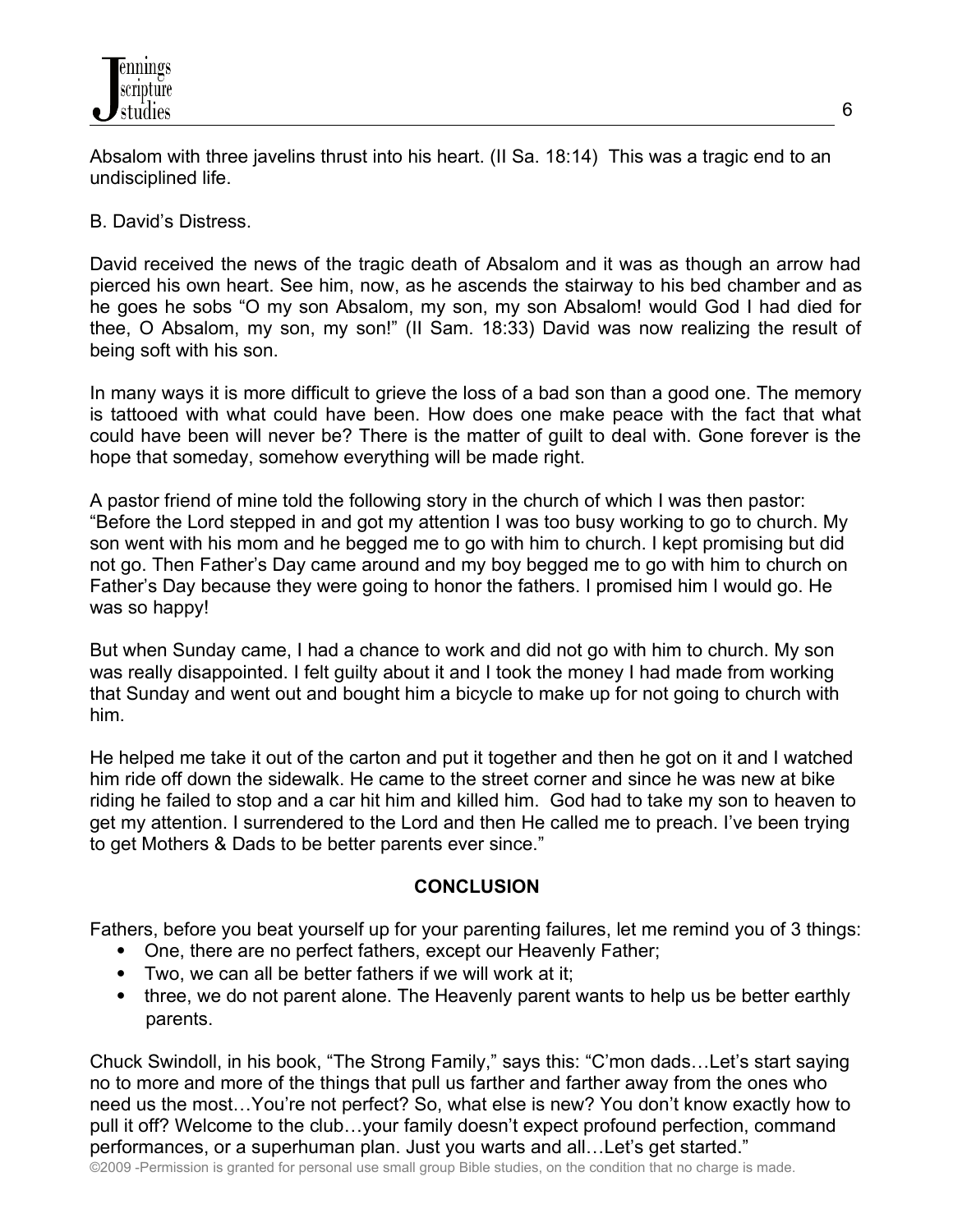Absalom with three javelins thrust into his heart. (II Sa. 18:14) This was a tragic end to an undisciplined life.

B. David's Distress.

David received the news of the tragic death of Absalom and it was as though an arrow had pierced his own heart. See him, now, as he ascends the stairway to his bed chamber and as he goes he sobs "O my son Absalom, my son, my son Absalom! would God I had died for thee, O Absalom, my son, my son!" (II Sam. 18:33) David was now realizing the result of being soft with his son.

In many ways it is more difficult to grieve the loss of a bad son than a good one. The memory is tattooed with what could have been. How does one make peace with the fact that what could have been will never be? There is the matter of guilt to deal with. Gone forever is the hope that someday, somehow everything will be made right.

A pastor friend of mine told the following story in the church of which I was then pastor: "Before the Lord stepped in and got my attention I was too busy working to go to church. My son went with his mom and he begged me to go with him to church. I kept promising but did not go. Then Father's Day came around and my boy begged me to go with him to church on Father's Day because they were going to honor the fathers. I promised him I would go. He was so happy!

But when Sunday came, I had a chance to work and did not go with him to church. My son was really disappointed. I felt guilty about it and I took the money I had made from working that Sunday and went out and bought him a bicycle to make up for not going to church with him.

He helped me take it out of the carton and put it together and then he got on it and I watched him ride off down the sidewalk. He came to the street corner and since he was new at bike riding he failed to stop and a car hit him and killed him. God had to take my son to heaven to get my attention. I surrendered to the Lord and then He called me to preach. I've been trying to get Mothers & Dads to be better parents ever since."

## CONCLUSION

Fathers, before you beat yourself up for your parenting failures, let me remind you of 3 things:

- One, there are no perfect fathers, except our Heavenly Father;
- Two, we can all be better fathers if we will work at it;
- three, we do not parent alone. The Heavenly parent wants to help us be better earthly parents.

Chuck Swindoll, in his book, "The Strong Family," says this: "C'mon dads…Let's start saying no to more and more of the things that pull us farther and farther away from the ones who need us the most…You're not perfect? So, what else is new? You don't know exactly how to pull it off? Welcome to the club…your family doesn't expect profound perfection, command performances, or a superhuman plan. Just you warts and all…Let's get started."

©2009 -Permission is granted for personal use small group Bible studies, on the condition that no charge is made.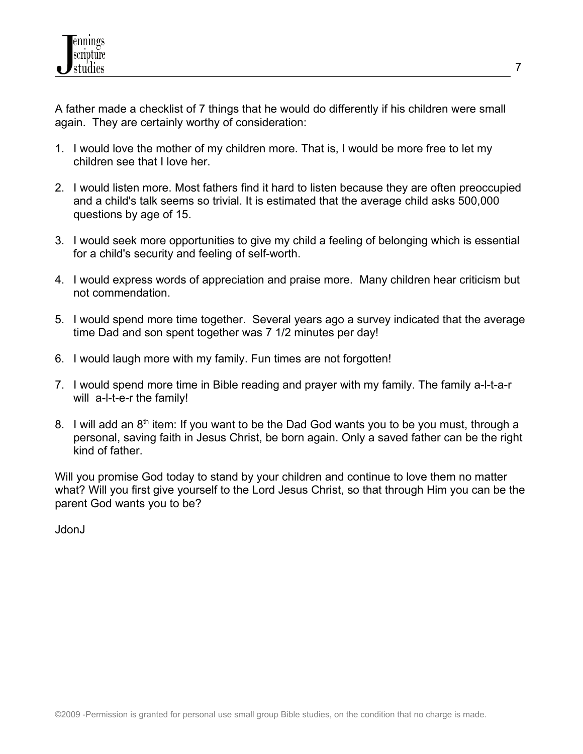A father made a checklist of 7 things that he would do differently if his children were small again. They are certainly worthy of consideration:

1. I would love the mother of my children more. That is, I would be more free to let my children see that I love her.

2. I would listen more. Most fathers find it hard to listen because they are often preoccupied and a child's talk seems so trivial. It is estimated that the average child asks 500,000 questions by age of 15.

3. I would seek more opportunities to give my child a feeling of belonging which is essential for a child's security and feeling of self-worth.

4. I would express words of appreciation and praise more. Many children hear criticism but not commendation.

5. I would spend more time together. Several years ago a survey indicated that the average time Dad and son spent together was 7 1/2 minutes per day!

6. I would laugh more with my family. Fun times are not forgotten!

7. I would spend more time in Bible reading and prayer with my family. The family a-l-t-a-r will a-l-t-e-r the family!

8. I will add an 8th item: If you want to be the Dad God wants you to be you must, through a personal, saving faith in Jesus Christ, be born again. Only a saved father can be the right kind of father.

Will you promise God today to stand by your children and continue to love them no matter what? Will you first give yourself to the Lord Jesus Christ, so that through Him you can be the parent God wants you to be?

JdonJ

©2009 -Permission is granted for personal use small group Bible studies, on the condition that no charge is made.